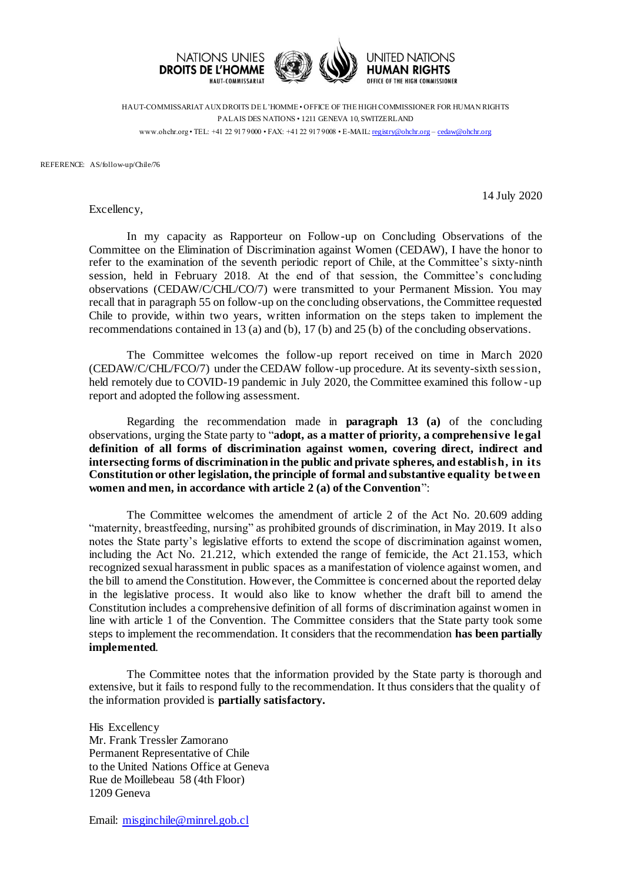NATIONS UNIES
**DROITS DE L'HOMME**
HAUT-COMMISSARIAT

UNITED NATIONS
**HUMAN RIGHTS**
OFFICE OF THE HIGH COMMISSIONER

HAUT-COMMISSARIAT AUX DROITS DE L'HOMME • OFFICE OF THE HIGH COMMISSIONER FOR HUMAN RIGHTS
PALAIS DES NATIONS • 1211 GENEVA 10, SWITZERLAND
www.ohchr.org • TEL: +41 22 917 9000 • FAX: +41 22 917 9008 • E-MAIL: registry@ohchr.org – cedaw@ohchr.org

REFERENCE: AS/follow-up/Chile/76

14 July 2020

Excellency,

In my capacity as Rapporteur on Follow-up on Concluding Observations of the Committee on the Elimination of Discrimination against Women (CEDAW), I have the honor to refer to the examination of the seventh periodic report of Chile, at the Committee's sixty-ninth session, held in February 2018. At the end of that session, the Committee's concluding observations (CEDAW/C/CHL/CO/7) were transmitted to your Permanent Mission. You may recall that in paragraph 55 on follow-up on the concluding observations, the Committee requested Chile to provide, within two years, written information on the steps taken to implement the recommendations contained in 13 (a) and (b), 17 (b) and 25 (b) of the concluding observations.

The Committee welcomes the follow-up report received on time in March 2020 (CEDAW/C/CHL/FCO/7) under the CEDAW follow-up procedure. At its seventy-sixth session, held remotely due to COVID-19 pandemic in July 2020, the Committee examined this follow-up report and adopted the following assessment.

Regarding the recommendation made in **paragraph 13 (a)** of the concluding observations, urging the State party to "**adopt, as a matter of priority, a comprehensive legal definition of all forms of discrimination against women, covering direct, indirect and intersecting forms of discrimination in the public and private spheres, and establish, in its Constitution or other legislation, the principle of formal and substantive equality between women and men, in accordance with article 2 (a) of the Convention**":

The Committee welcomes the amendment of article 2 of the Act No. 20.609 adding "maternity, breastfeeding, nursing" as prohibited grounds of discrimination, in May 2019. It also notes the State party's legislative efforts to extend the scope of discrimination against women, including the Act No. 21.212, which extended the range of femicide, the Act 21.153, which recognized sexual harassment in public spaces as a manifestation of violence against women, and the bill to amend the Constitution. However, the Committee is concerned about the reported delay in the legislative process. It would also like to know whether the draft bill to amend the Constitution includes a comprehensive definition of all forms of discrimination against women in line with article 1 of the Convention. The Committee considers that the State party took some steps to implement the recommendation. It considers that the recommendation **has been partially implemented**.

The Committee notes that the information provided by the State party is thorough and extensive, but it fails to respond fully to the recommendation. It thus considers that the quality of the information provided is **partially satisfactory.**

His Excellency
Mr. Frank Tressler Zamorano
Permanent Representative of Chile
to the United Nations Office at Geneva
Rue de Moillebeau 58 (4th Floor)
1209 Geneva

Email: misginchile@minrel.gob.cl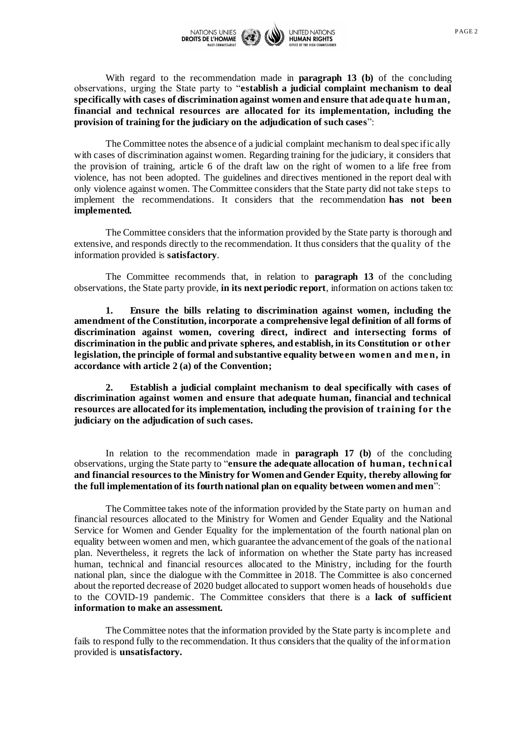With regard to the recommendation made in **paragraph 13 (b)** of the concluding observations, urging the State party to "**establish a judicial complaint mechanism to deal specifically with cases of discrimination against women and ensure that adequate human, financial and technical resources are allocated for its implementation, including the provision of training for the judiciary on the adjudication of such cases**":

The Committee notes the absence of a judicial complaint mechanism to deal specifically with cases of discrimination against women. Regarding training for the judiciary, it considers that the provision of training, article 6 of the draft law on the right of women to a life free from violence, has not been adopted. The guidelines and directives mentioned in the report deal with only violence against women. The Committee considers that the State party did not take steps to implement the recommendations. It considers that the recommendation **has not been implemented.**

The Committee considers that the information provided by the State party is thorough and extensive, and responds directly to the recommendation. It thus considers that the quality of the information provided is **satisfactory**.

The Committee recommends that, in relation to **paragraph 13** of the concluding observations, the State party provide, **in its next periodic report**, information on actions taken to:

**1. Ensure the bills relating to discrimination against women, including the amendment of the Constitution, incorporate a comprehensive legal definition of all forms of discrimination against women, covering direct, indirect and intersecting forms of discrimination in the public and private spheres, and establish, in its Constitution or other legislation, the principle of formal and substantive equality between women and men, in accordance with article 2 (a) of the Convention;**

**2. Establish a judicial complaint mechanism to deal specifically with cases of discrimination against women and ensure that adequate human, financial and technical resources are allocated for its implementation, including the provision of training for the judiciary on the adjudication of such cases.**

In relation to the recommendation made in **paragraph 17 (b)** of the concluding observations, urging the State party to "**ensure the adequate allocation of human, technical and financial resources to the Ministry for Women and Gender Equity, thereby allowing for the full implementation of its fourth national plan on equality between women and men**":

The Committee takes note of the information provided by the State party on human and financial resources allocated to the Ministry for Women and Gender Equality and the National Service for Women and Gender Equality for the implementation of the fourth national plan on equality between women and men, which guarantee the advancement of the goals of the national plan. Nevertheless, it regrets the lack of information on whether the State party has increased human, technical and financial resources allocated to the Ministry, including for the fourth national plan, since the dialogue with the Committee in 2018. The Committee is also concerned about the reported decrease of 2020 budget allocated to support women heads of households due to the COVID-19 pandemic. The Committee considers that there is a **lack of sufficient information to make an assessment.**

The Committee notes that the information provided by the State party is incomplete and fails to respond fully to the recommendation. It thus considers that the quality of the information provided is **unsatisfactory.**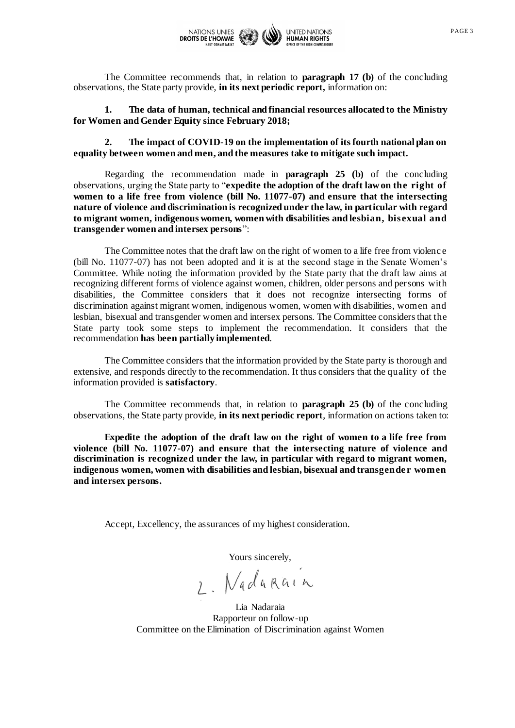The Committee recommends that, in relation to **paragraph 17 (b)** of the concluding observations, the State party provide, **in its next periodic report,** information on:

**1. The data of human, technical and financial resources allocated to the Ministry for Women and Gender Equity since February 2018;**

**2. The impact of COVID-19 on the implementation of its fourth national plan on equality between women and men, and the measures take to mitigate such impact.**

Regarding the recommendation made in **paragraph 25 (b)** of the concluding observations, urging the State party to "**expedite the adoption of the draft law on the right of women to a life free from violence (bill No. 11077-07) and ensure that the intersecting nature of violence and discrimination is recognized under the law, in particular with regard to migrant women, indigenous women, women with disabilities and lesbian, bisexual and transgender women and intersex persons**":

The Committee notes that the draft law on the right of women to a life free from violence (bill No. 11077-07) has not been adopted and it is at the second stage in the Senate Women's Committee. While noting the information provided by the State party that the draft law aims at recognizing different forms of violence against women, children, older persons and persons with disabilities, the Committee considers that it does not recognize intersecting forms of discrimination against migrant women, indigenous women, women with disabilities, women and lesbian, bisexual and transgender women and intersex persons. The Committee considers that the State party took some steps to implement the recommendation. It considers that the recommendation **has been partially implemented**.

The Committee considers that the information provided by the State party is thorough and extensive, and responds directly to the recommendation. It thus considers that the quality of the information provided is **satisfactory**.

The Committee recommends that, in relation to **paragraph 25 (b)** of the concluding observations, the State party provide, **in its next periodic report**, information on actions taken to:

**Expedite the adoption of the draft law on the right of women to a life free from violence (bill No. 11077-07) and ensure that the intersecting nature of violence and discrimination is recognized under the law, in particular with regard to migrant women, indigenous women, women with disabilities and lesbian, bisexual and transgender women and intersex persons.**

Accept, Excellency, the assurances of my highest consideration.

Yours sincerely,

Lia Nadaraia
Rapporteur on follow-up
Committee on the Elimination of Discrimination against Women